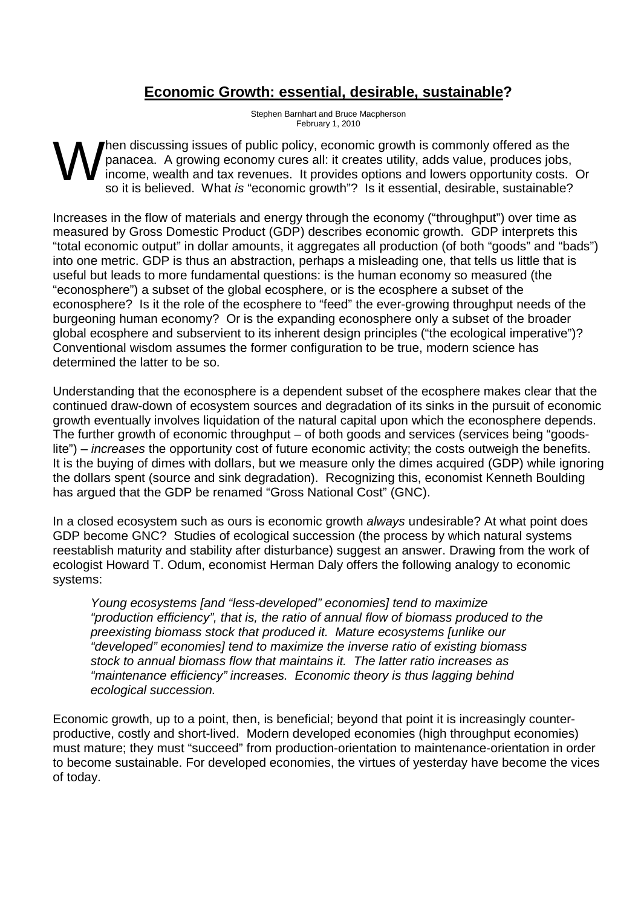# **Economic Growth: essential, desirable, sustainable?**

Stephen Barnhart and Bruce Macpherson
February 1, 2010

When discussing issues of public policy, economic growth is commonly offered as the panacea. A growing economy cures all: it creates utility, adds value, produces jobs, income, wealth and tax revenues. It provides options and lowers opportunity costs. Or so it is believed. What *is* "economic growth"? Is it essential, desirable, sustainable?

Increases in the flow of materials and energy through the economy ("throughput") over time as measured by Gross Domestic Product (GDP) describes economic growth. GDP interprets this "total economic output" in dollar amounts, it aggregates all production (of both "goods" and "bads") into one metric. GDP is thus an abstraction, perhaps a misleading one, that tells us little that is useful but leads to more fundamental questions: is the human economy so measured (the "econosphere") a subset of the global ecosphere, or is the ecosphere a subset of the econosphere? Is it the role of the ecosphere to "feed" the ever-growing throughput needs of the burgeoning human economy? Or is the expanding econosphere only a subset of the broader global ecosphere and subservient to its inherent design principles ("the ecological imperative")? Conventional wisdom assumes the former configuration to be true, modern science has determined the latter to be so.

Understanding that the econosphere is a dependent subset of the ecosphere makes clear that the continued draw-down of ecosystem sources and degradation of its sinks in the pursuit of economic growth eventually involves liquidation of the natural capital upon which the econosphere depends. The further growth of economic throughput – of both goods and services (services being "goods-lite") – *increases* the opportunity cost of future economic activity; the costs outweigh the benefits. It is the buying of dimes with dollars, but we measure only the dimes acquired (GDP) while ignoring the dollars spent (source and sink degradation). Recognizing this, economist Kenneth Boulding has argued that the GDP be renamed "Gross National Cost" (GNC).

In a closed ecosystem such as ours is economic growth *always* undesirable? At what point does GDP become GNC? Studies of ecological succession (the process by which natural systems reestablish maturity and stability after disturbance) suggest an answer. Drawing from the work of ecologist Howard T. Odum, economist Herman Daly offers the following analogy to economic systems:

> *Young ecosystems [and "less-developed" economies] tend to maximize "production efficiency", that is, the ratio of annual flow of biomass produced to the preexisting biomass stock that produced it. Mature ecosystems [unlike our "developed" economies] tend to maximize the inverse ratio of existing biomass stock to annual biomass flow that maintains it. The latter ratio increases as "maintenance efficiency" increases. Economic theory is thus lagging behind ecological succession.*

Economic growth, up to a point, then, is beneficial; beyond that point it is increasingly counter-productive, costly and short-lived. Modern developed economies (high throughput economies) must mature; they must "succeed" from production-orientation to maintenance-orientation in order to become sustainable. For developed economies, the virtues of yesterday have become the vices of today.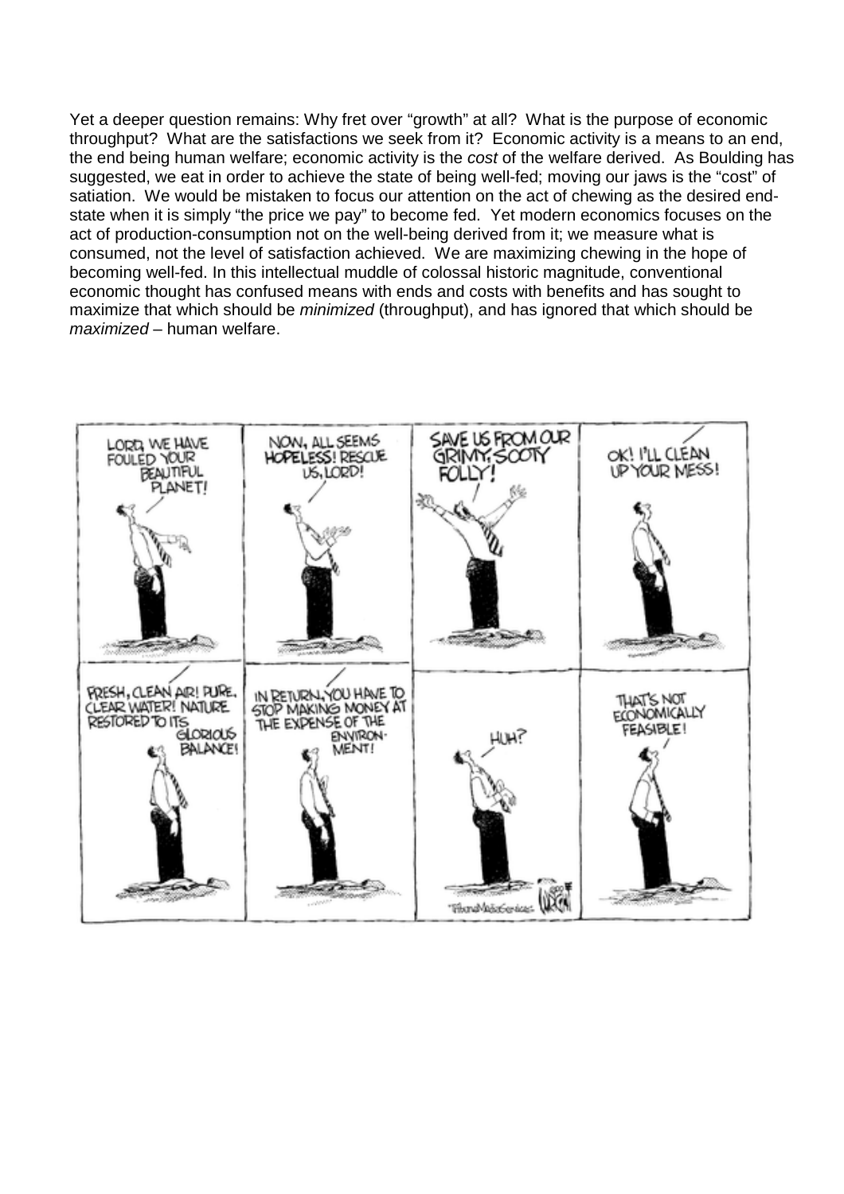Yet a deeper question remains: Why fret over "growth" at all? What is the purpose of economic throughput? What are the satisfactions we seek from it? Economic activity is a means to an end, the end being human welfare; economic activity is the *cost* of the welfare derived. As Boulding has suggested, we eat in order to achieve the state of being well-fed; moving our jaws is the "cost" of satiation. We would be mistaken to focus our attention on the act of chewing as the desired end-state when it is simply "the price we pay" to become fed. Yet modern economics focuses on the act of production-consumption not on the well-being derived from it; we measure what is consumed, not the level of satisfaction achieved. We are maximizing chewing in the hope of becoming well-fed. In this intellectual muddle of colossal historic magnitude, conventional economic thought has confused means with ends and costs with benefits and has sought to maximize that which should be *minimized* (throughput), and has ignored that which should be *maximized* – human welfare.